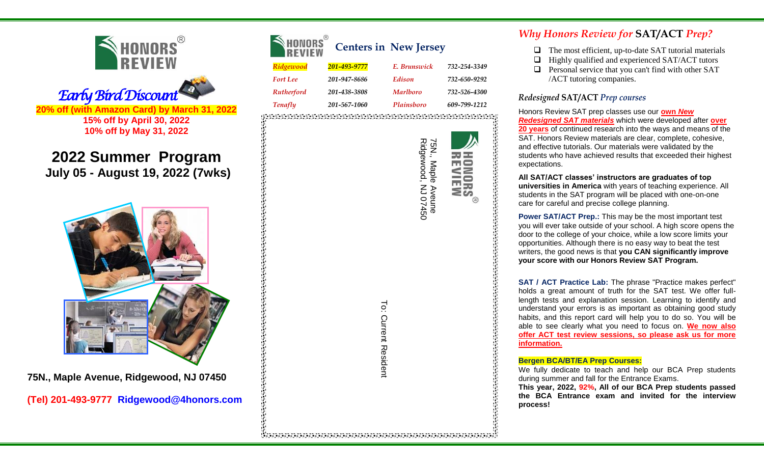**HONORS REVIEW®**

## *Early Bird Discount*

**20% off (with Amazon Card) by March 31, 2022**
**15% off by April 30, 2022**
**10% off by May 31, 2022**

# 2022 Summer Program

## July 05 - August 19, 2022 (7wks)

**75N., Maple Avenue, Ridgewood, NJ 07450**

**(Tel) 201-493-9777 Ridgewood@4honors.com**

---

## HONORS REVIEW® Centers in New Jersey

| | | | |
|---|---|---|---|
| *Ridgewood* | ***201-493-9777*** | *E. Brunswick* | *732-254-3349* |
| *Fort Lee* | *201-947-8686* | *Edison* | *732-650-9292* |
| *Rutherford* | *201-438-3808* | *Marlboro* | *732-526-4300* |
| *Tenafly* | *201-567-1060* | *Plainsboro* | *609-799-1212* |

HONORS REVIEW®
75N., Maple Aveune
Ridgewood, NJ 07450

To: Current Resident

---

## *Why Honors Review for* SAT/ACT *Prep?*

- The most efficient, up-to-date SAT tutorial materials
- Highly qualified and experienced SAT/ACT tutors
- Personal service that you can't find with other SAT /ACT tutoring companies.

### *Redesigned* SAT/ACT *Prep courses*

Honors Review SAT prep classes use our **own *New Redesigned SAT materials*** which were developed after **over 20 years** of continued research into the ways and means of the SAT. Honors Review materials are clear, complete, cohesive, and effective tutorials. Our materials were validated by the students who have achieved results that exceeded their highest expectations.

**All SAT/ACT classes' instructors are graduates of top universities in America** with years of teaching experience. All students in the SAT program will be placed with one-on-one care for careful and precise college planning.

**Power SAT/ACT Prep.:** This may be the most important test you will ever take outside of your school. A high score opens the door to the college of your choice, while a low score limits your opportunities. Although there is no easy way to beat the test writers, the good news is that **you CAN significantly improve your score with our Honors Review SAT Program.**

**SAT / ACT Practice Lab:** The phrase "Practice makes perfect" holds a great amount of truth for the SAT test. We offer full-length tests and explanation session. Learning to identify and understand your errors is as important as obtaining good study habits, and this report card will help you to do so. You will be able to see clearly what you need to focus on. **We now also offer ACT test review sessions, so please ask us for more information.**

**Bergen BCA/BT/EA Prep Courses:**

We fully dedicate to teach and help our BCA Prep students during summer and fall for the Entrance Exams.
**This year, 2022, 92%, All of our BCA Prep students passed the BCA Entrance exam and invited for the interview process!**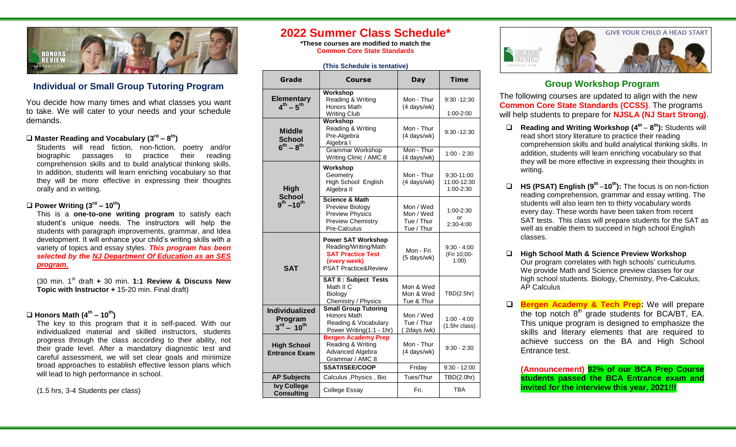## Individual or Small Group Tutoring Program

You decide how many times and what classes you want to take. We will cater to your needs and your schedule demands.

❑ **Master Reading and Vocabulary (3rd – 8th)**

Students will read fiction, non-fiction, poetry and/or biographic passages to practice their reading comprehension skills and to build analytical thinking skills. In addition, students will learn enriching vocabulary so that they will be more effective in expressing their thoughts orally and in writing.

❑ **Power Writing (3rd – 10th)**

This is a **one-to-one writing program** to satisfy each student's unique needs. The instructors will help the students with paragraph improvements, grammar, and Idea development. It will enhance your child's writing skills with a variety of topics and essay styles. ***This program has been selected by the NJ Department Of Education as an SES program.***

(30 min. 1st draft **+** 30 min. **1:1 Review & Discuss New Topic with Instructor +** 15-20 min. Final draft)

❑ **Honors Math (4th – 10th)**

The key to this program that it is self-paced. With our individualized material and skilled instructors, students progress through the class according to their ability, not their grade level. After a mandatory diagnostic test and careful assessment, we will set clear goals and minimize broad approaches to establish effective lesson plans which will lead to high performance in school.

(1.5 hrs, 3-4 Students per class)

# 2022 Summer Class Schedule*

**\*These courses are modified to match the Common Core State Standards**

**(This Schedule is tentative)**

| Grade | Course | Day | Time |
|---|---|---|---|
| **Elementary 4th – 5th** | **Workshop** Reading & Writing, Honors Math, Writing Club | Mon - Thur (4 days/wk) | 9:30 -12:30 / 1:00-2:00 |
| **Middle School 6th – 8th** | **Workshop** Reading & Writing, Pre-Algebra, Algebra I | Mon - Thur (4 days/wk) | 9:30 -12:30 |
| | Grammar Workshop, Writing Clinic / AMC 8 | Mon - Thur (4 days/wk) | 1:00 - 2:30 |
| **High School 9th –10th** | **Workshop** Geometry, High School English, Algebra II | Mon - Thur (4 days/wk) | 9:30-11:00 / 11:00-12:30 / 1:00-2:30 |
| | **Science & Math** Preview Biology, Preview Physics, Preview Chemistry, Pre-Calculus | Mon / Wed, Mon / Wed, Tue / Thur, Tue / Thur | 1:00-2:30 or 2:30-4:00 |
| **SAT** | **Power SAT Workshop** Reading/Writing/Math, **SAT Practice Test (every week)**, PSAT Practice&Review | Mon - Fri (5 days/wk) | 9:30 - 4:00 (Fri 10:00-1:00) |
| | **SAT II : Subject Tests** Math II C, Biology, Chemistry / Physics | Mon & Wed, Mon & Wed, Tue & Thur | TBD(2.5hr) |
| **Individualized Program 3rd – 10th** | **Small Group Tutoring** Honors Math, Reading & Vocabulary, Power Writing(1:1 - 1hr) | Mon / Wed, Tue / Thur, ( 2days /wk) | 1:00 - 4:00 (1.5hr class) |
| **High School Entrance Exam** | **Bergen Academy Prep** Reading & Writing, Advanced Algebra, Grammar / AMC 8 | Mon - Thur (4 days/wk) | 9:30 - 2:30 |
| | **SSAT/ISEE/COOP** | Friday | 9:30 - 12:00 |
| **AP Subjects** | Calculus ,Physics , Bio | Tues/Thur | TBD(2.0hr) |
| **Ivy College Consulting** | College Essay | Fri. | TBA |

## Group Workshop Program

The following courses are updated to align with the new **Common Core State Standards (CCSS)**. The programs will help students to prepare for **NJSLA (NJ Start Strong)**.

❑ **Reading and Writing Workshop (4th – 8th):** Students will read short story literature to practice their reading comprehension skills and build analytical thinking skills. In addition, students will learn enriching vocabulary so that they will be more effective in expressing their thoughts in writing.

❑ **HS (PSAT) English (9th –10th):** The focus is on non-fiction reading comprehension, grammar and essay writing. The students will also learn ten to thirty vocabulary words every day. These words have been taken from recent SAT tests. This class will prepare students for the SAT as well as enable them to succeed in high school English classes.

❑ **High School Math & Science Preview Workshop**

Our program correlates with high schools' curriculums. We provide Math and Science preview classes for our high school students. Biology, Chemistry, Pre-Calculus, AP Calculus

❑ **Bergen Academy & Tech Prep:** We will prepare the top notch 8th grade students for BCA/BT, EA. This unique program is designed to emphasize the skills and literary elements that are required to achieve success on the BA and High School Entrance test.

**(Announcement) 92% of our BCA Prep Course students passed the BCA Entrance exam and invited for the interview this year, 2021!!!**